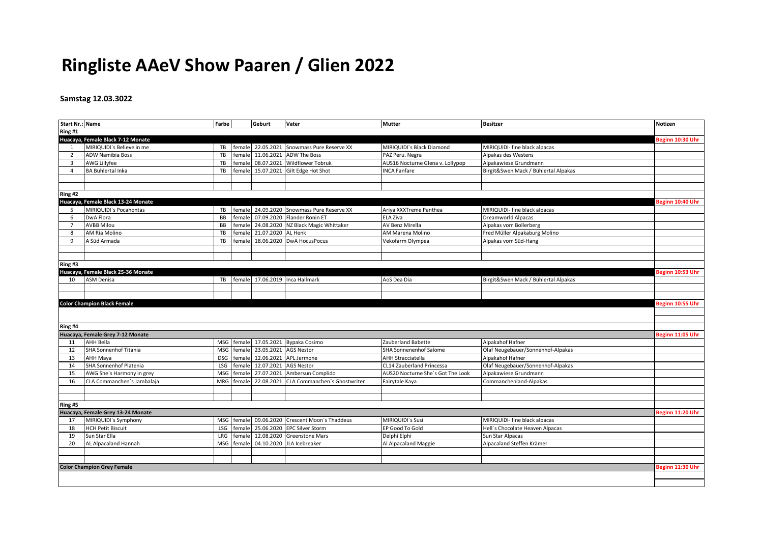# Ringliste AAeV Show Paaren / Glien 2022

**Samstag 12.03.3022**

| Start Nr.: | Name | Farbe | | Geburt | Vater | Mutter | Besitzer | Notizen |
|---|---|---|---|---|---|---|---|---|
| **Ring #1** | | | | | | | | |
| **Huacaya, Female Black 7-12 Monate** | | | | | | | | **Beginn 10:30 Uhr** |
| 1 | MIRIQUIDI`s Believe in me | TB | female | 22.05.2021 | Snowmass Pure Reserve XX | MIRIQUIDI`s Black Diamond | MIRIQUIDI- fine black alpacas | |
| 2 | ADW Namibia Boss | TB | female | 11.06.2021 | ADW The Boss | PAZ Peru. Negra | Alpakas des Westens | |
| 3 | AWG Lillyfee | TB | female | 08.07.2021 | Wildflower Tobruk | AUS16 Nocturne Glena v. Lollypop | Alpakawiese Grundmann | |
| 4 | BA Bühlertal Inka | TB | female | 15.07.2021 | Gilt Edge Hot Shot | INCA Fanfare | Birgit&Swen Mack / Bühlertal Alpakas | |
| | | | | | | | | |
| | | | | | | | | |
| **Ring #2** | | | | | | | | |
| **Huacaya, Female Black 13-24 Monate** | | | | | | | | **Beginn 10:40 Uhr** |
| 5 | MIRIQUIDI`s Pocahontas | TB | female | 24.09.2020 | Snowmass Pure Reserve XX | Ariya XXXTreme Panthea | MIRIQUIDI- fine black alpacas | |
| 6 | DwA Flora | BB | female | 07.09.2020 | Flander Ronin ET | ELA Ziva | Dreamworld Alpacas | |
| 7 | AVBB Milou | BB | female | 24.08.2020 | NZ Black Magic Whittaker | AV Benz Mirella | Alpakas vom Bollerberg | |
| 8 | AM Ria Molino | TB | female | 21.07.2020 | AL Henk | AM Marena Molino | Fred Müller Alpakaburg Molino | |
| 9 | A Süd Armada | TB | female | 18.06.2020 | DwA HocusPocus | Vekofarm Olympea | Alpakas vom Süd-Hang | |
| | | | | | | | | |
| | | | | | | | | |
| **Ring #3** | | | | | | | | |
| **Huacaya, Female Black 25-36 Monate** | | | | | | | | **Beginn 10:53 Uhr** |
| 10 | ASM Denisa | TB | female | 17.06.2019 | Inca Hallmark | AoS Dea Dia | Birgit&Swen Mack / Bühlertal Alpakas | |
| | | | | | | | | |
| | | | | | | | | |
| **Color Champion Black Female** | | | | | | | | **Beginn 10:55 Uhr** |
| | | | | | | | | |
| | | | | | | | | |
| **Ring #4** | | | | | | | | |
| **Huacaya, Female Grey 7-12 Monate** | | | | | | | | **Beginn 11:05 Uhr** |
| 11 | AHH Bella | MSG | female | 17.05.2021 | Bypaka Cosimo | Zauberland Babette | Alpakahof Hafner | |
| 12 | SHA Sonnenhof Titania | MSG | female | 23.05.2021 | AGS Nestor | SHA Sonnenenhof Salome | Olaf Neugebauer/Sonnenhof-Alpakas | |
| 13 | AHH Maya | DSG | female | 12.06.2021 | APL Jermone | AHH Stracciatella | Alpakahof Hafner | |
| 14 | SHA Sonnenhof Platenia | LSG | female | 12.07.2021 | AGS Nestor | CL14 Zauberland Princessa | Olaf Neugebauer/Sonnenhof-Alpakas | |
| 15 | AWG She´s Harmony in grey | MSG | female | 27.07.2021 | Ambersun Complido | AUS20 Nocturne She´s Got The Look | Alpakawiese Grundmann | |
| 16 | CLA Commanchen`s Jambalaja | MRG | female | 22.08.2021 | CLA Commanchen´s Ghostwriter | Fairytale Kaya | Commanchenland-Alpakas | |
| | | | | | | | | |
| | | | | | | | | |
| **Ring #5** | | | | | | | | |
| **Huacaya, Female Grey 13-24 Monate** | | | | | | | | **Beginn 11:20 Uhr** |
| 17 | MIRIQUIDI`s Symphony | MSG | female | 09.06.2020 | Crescent Moon`s Thaddeus | MIRIQUIDI`s Susi | MIRIQUIDI- fine black alpacas | |
| 18 | HCH Petit Biscuit | LSG | female | 25.06.2020 | EPC Silver Storm | EP Good To Gold | Hell´s Chocolate Heaven Alpacas | |
| 19 | Sun Star Ella | LRG | female | 12.08.2020 | Greenstone Mars | Delphi Elphi | Sun Star Alpacas | |
| 20 | AL Alpacaland Hannah | MSG | female | 04.10.2020 | JLA Icebreaker | Al Alpacaland Maggie | Alpacaland Steffen Krämer | |
| | | | | | | | | |
| | | | | | | | | |
| **Color Champion Grey Female** | | | | | | | | **Beginn 11:30 Uhr** |
| | | | | | | | | |
| | | | | | | | | |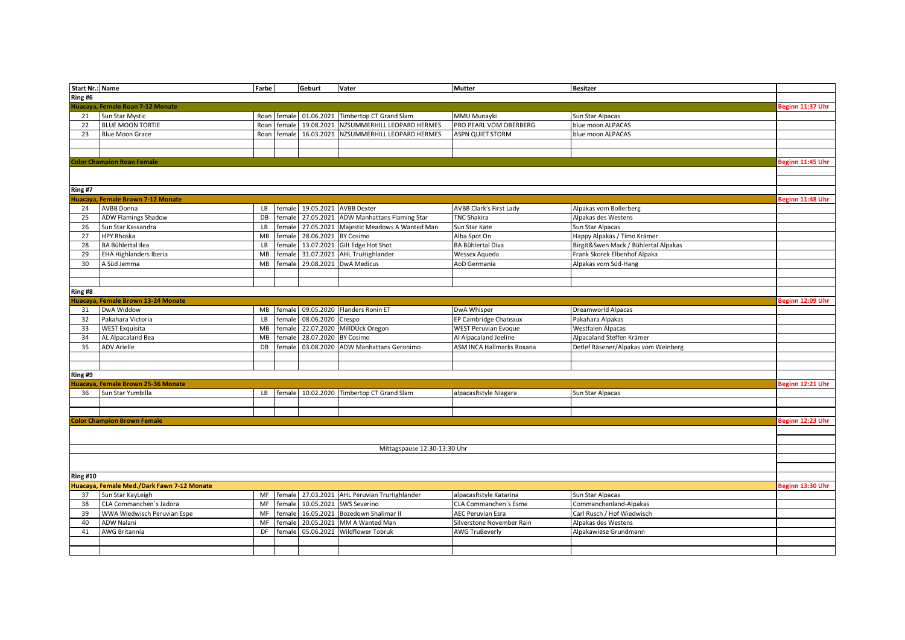| Start Nr.: | Name | Farbe | | Geburt | Vater | Mutter | Besitzer | |
|---|---|---|---|---|---|---|---|---|
| **Ring #6** | | | | | | | | |
| **Huacaya, Female Roan 7-12 Monate** | | | | | | | | **Beginn 11:37 Uhr** |
| 21 | Sun Star Mystic | Roan | female | 01.06.2021 | Timbertop CT Grand Slam | MMU Munayki | Sun Star Alpacas | |
| 22 | BLUE MOON TORTIE | Roan | female | 19.08.2021 | NZSUMMERHILL LEOPARD HERMES | PRO PEARL VOM OBERBERG | blue moon ALPACAS | |
| 23 | Blue Moon Grace | Roan | female | 16.03.2021 | NZSUMMERHILL LEOPARD HERMES | ASPN QUIET STORM | blue moon ALPACAS | |
| **Color Champion Roan Female** | | | | | | | | **Beginn 11:45 Uhr** |
| **Ring #7** | | | | | | | | |
| **Huacaya, Female Brown 7-12 Monate** | | | | | | | | **Beginn 11:48 Uhr** |
| 24 | AVBB Donna | LB | female | 19.05.2021 | AVBB Dexter | AVBB Clark's First Lady | Alpakas vom Bollerberg | |
| 25 | ADW Flamings Shadow | DB | female | 27.05.2021 | ADW Manhattans Flaming Star | TNC Shakira | Alpakas des Westens | |
| 26 | Sun Star Kassandra | LB | female | 27.05.2021 | Majestic Meadows A Wanted Man | Sun Star Kate | Sun Star Alpacas | |
| 27 | HPY Rhoska | MB | female | 28.06.2021 | BY Cosimo | Alba Spot On | Happy Alpakas / Timo Krämer | |
| 28 | BA Bühlertal Ilea | LB | female | 13.07.2021 | Gilt Edge Hot Shot | BA Bühlertal Diva | Birgit&Swen Mack / Bühlertal Alpakas | |
| 29 | EHA Highlanders Iberia | MB | female | 31.07.2021 | AHL TruHighlander | Wessex Aqueda | Frank Skorek Elbenhof Alpaka | |
| 30 | A Süd Jemma | MB | female | 29.08.2021 | DwA Medicus | AoD Germania | Alpakas vom Süd-Hang | |
| **Ring #8** | | | | | | | | |
| **Huacaya, Female Brown 13-24 Monate** | | | | | | | | **Beginn 12:09 Uhr** |
| 31 | DwA Widdow | MB | female | 09.05.2020 | Flanders Ronin ET | DwA Whisper | Dreamworld Alpacas | |
| 32 | Pakahara Victoria | LB | female | 08.06.2020 | Crespo | EP Cambridge Chateaux | Pakahara Alpakas | |
| 33 | WEST Exquisita | MB | female | 22.07.2020 | MillDUck Oregon | WEST Peruvian Evoque | Westfalen Alpacas | |
| 34 | AL Alpacaland Bea | MB | female | 28.07.2020 | BY Cosimo | Al Alpacaland Joeline | Alpacaland Steffen Krämer | |
| 35 | ADV Arielle | DB | female | 03.08.2020 | ADW Manhattans Geronimo | ASM INCA Hallmarks Roxana | Detlef Räsener/Alpakas vom Weinberg | |
| **Ring #9** | | | | | | | | |
| **Huacaya, Female Brown 25-36 Monate** | | | | | | | | **Beginn 12:21 Uhr** |
| 36 | Sun Star Yumbilla | LB | female | 10.02.2020 | Timbertop CT Grand Slam | alpacasRstyle Niagara | Sun Star Alpacas | |
| **Color Champion Brown Female** | | | | | | | | **Beginn 12:23 Uhr** |
| | | | | | Mittagspause 12:30-13:30 Uhr | | | |
| **Ring #10** | | | | | | | | |
| **Huacaya, Female Med./Dark Fawn 7-12 Monate** | | | | | | | | **Beginn 13:30 Uhr** |
| 37 | Sun Star KayLeigh | MF | female | 27.03.2021 | AHL Peruvian TruHighlander | alpacasRstyle Katarina | Sun Star Alpacas | |
| 38 | CLA Commanchen`s Jadora | MF | female | 10.05.2021 | SWS Severino | CLA Commanchen´s Esme | Commanchenland-Alpakas | |
| 39 | WWA Wiedwisch Peruvian Espe | MF | female | 16.05.2021 | Bozedown Shalimar II | AEC Peruvian Esra | Carl Rusch / Hof Wiedwisch | |
| 40 | ADW Nalani | MF | female | 20.05.2021 | MM A Wanted Man | Silverstone November Rain | Alpakas des Westens | |
| 41 | AWG Britannia | DF | female | 05.06.2021 | Wildflower Tobruk | AWG TruBeverly | Alpakawiese Grundmann | |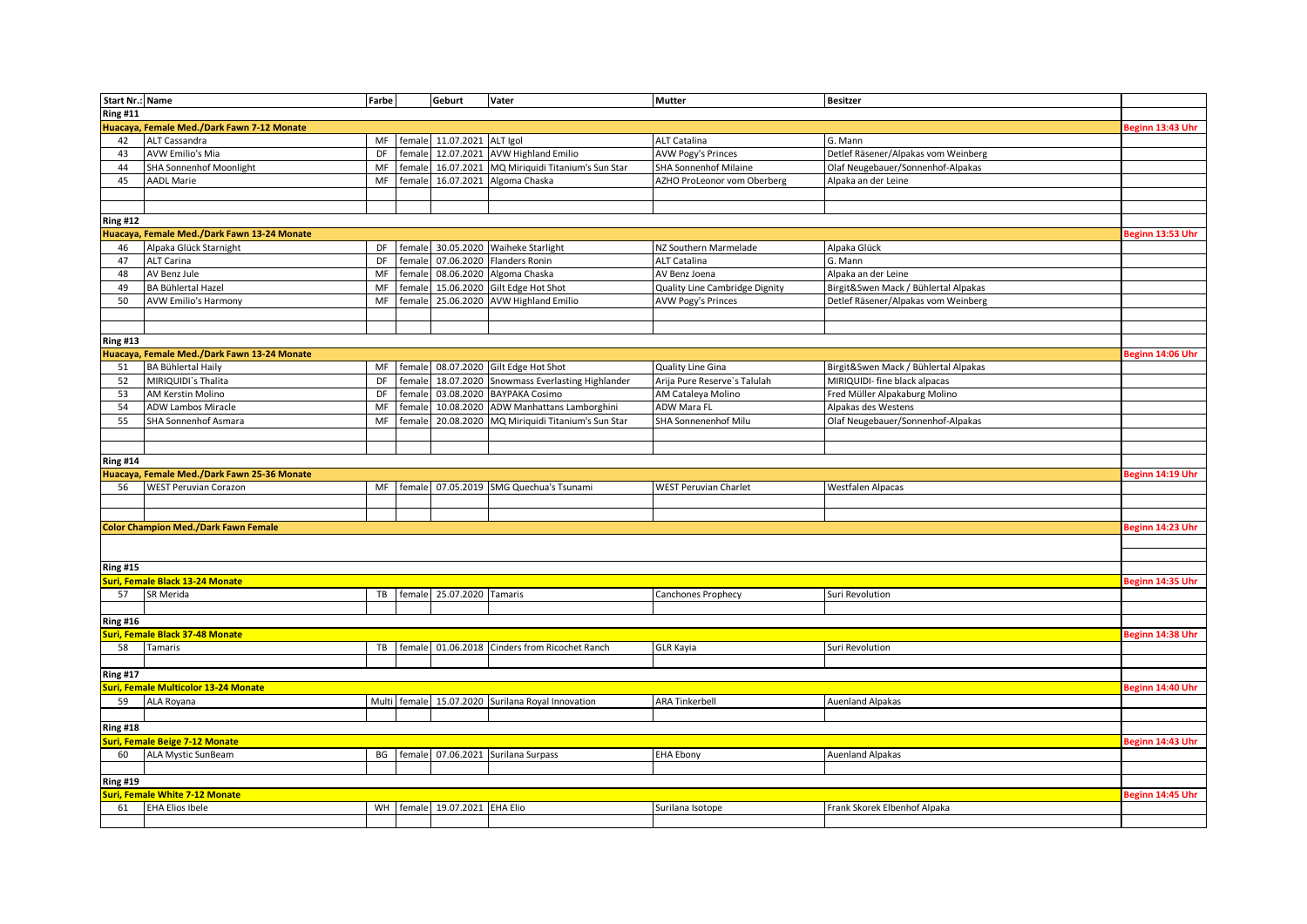| Start Nr.: | Name | Farbe | | Geburt | Vater | Mutter | Besitzer | |
|---|---|---|---|---|---|---|---|---|
| **Ring #11** | | | | | | | | |
| **Huacaya, Female Med./Dark Fawn 7-12 Monate** | | | | | | | | **Beginn 13:43 Uhr** |
| 42 | ALT Cassandra | MF | female | 11.07.2021 | ALT Igol | ALT Catalina | G. Mann | |
| 43 | AVW Emilio's Mia | DF | female | 12.07.2021 | AVW Highland Emilio | AVW Pogy's Princes | Detlef Räsener/Alpakas vom Weinberg | |
| 44 | SHA Sonnenhof Moonlight | MF | female | 16.07.2021 | MQ Miriquidi Titanium's Sun Star | SHA Sonnenhof Milaine | Olaf Neugebauer/Sonnenhof-Alpakas | |
| 45 | AADL Marie | MF | female | 16.07.2021 | Algoma Chaska | AZHO ProLeonor vom Oberberg | Alpaka an der Leine | |
| **Ring #12** | | | | | | | | |
| **Huacaya, Female Med./Dark Fawn 13-24 Monate** | | | | | | | | **Beginn 13:53 Uhr** |
| 46 | Alpaka Glück Starnight | DF | female | 30.05.2020 | Waiheke Starlight | NZ Southern Marmelade | Alpaka Glück | |
| 47 | ALT Carina | DF | female | 07.06.2020 | Flanders Ronin | ALT Catalina | G. Mann | |
| 48 | AV Benz Jule | MF | female | 08.06.2020 | Algoma Chaska | AV Benz Joena | Alpaka an der Leine | |
| 49 | BA Bühlertal Hazel | MF | female | 15.06.2020 | Gilt Edge Hot Shot | Quality Line Cambridge Dignity | Birgit&Swen Mack / Bühlertal Alpakas | |
| 50 | AVW Emilio's Harmony | MF | female | 25.06.2020 | AVW Highland Emilio | AVW Pogy's Princes | Detlef Räsener/Alpakas vom Weinberg | |
| **Ring #13** | | | | | | | | |
| **Huacaya, Female Med./Dark Fawn 13-24 Monate** | | | | | | | | **Beginn 14:06 Uhr** |
| 51 | BA Bühlertal Haily | MF | female | 08.07.2020 | Gilt Edge Hot Shot | Quality Line Gina | Birgit&Swen Mack / Bühlertal Alpakas | |
| 52 | MIRIQUIDI`s Thalita | DF | female | 18.07.2020 | Snowmass Everlasting Highlander | Arija Pure Reserve`s Talulah | MIRIQUIDI- fine black alpacas | |
| 53 | AM Kerstin Molino | DF | female | 03.08.2020 | BAYPAKA Cosimo | AM Cataleya Molino | Fred Müller Alpakaburg Molino | |
| 54 | ADW Lambos Miracle | MF | female | 10.08.2020 | ADW Manhattans Lamborghini | ADW Mara FL | Alpakas des Westens | |
| 55 | SHA Sonnenhof Asmara | MF | female | 20.08.2020 | MQ Miriquidi Titanium's Sun Star | SHA Sonnenenhof Milu | Olaf Neugebauer/Sonnenhof-Alpakas | |
| **Ring #14** | | | | | | | | |
| **Huacaya, Female Med./Dark Fawn 25-36 Monate** | | | | | | | | **Beginn 14:19 Uhr** |
| 56 | WEST Peruvian Corazon | MF | female | 07.05.2019 | SMG Quechua's Tsunami | WEST Peruvian Charlet | Westfalen Alpacas | |
| **Color Champion Med./Dark Fawn Female** | | | | | | | | **Beginn 14:23 Uhr** |
| **Ring #15** | | | | | | | | |
| **Suri, Female Black 13-24 Monate** | | | | | | | | **Beginn 14:35 Uhr** |
| 57 | SR Merida | TB | female | 25.07.2020 | Tamaris | Canchones Prophecy | Suri Revolution | |
| **Ring #16** | | | | | | | | |
| **Suri, Female Black 37-48 Monate** | | | | | | | | **Beginn 14:38 Uhr** |
| 58 | Tamaris | TB | female | 01.06.2018 | Cinders from Ricochet Ranch | GLR Kayia | Suri Revolution | |
| **Ring #17** | | | | | | | | |
| **Suri, Female Multicolor 13-24 Monate** | | | | | | | | **Beginn 14:40 Uhr** |
| 59 | ALA Royana | Multi | female | 15.07.2020 | Surilana Royal Innovation | ARA Tinkerbell | Auenland Alpakas | |
| **Ring #18** | | | | | | | | |
| **Suri, Female Beige 7-12 Monate** | | | | | | | | **Beginn 14:43 Uhr** |
| 60 | ALA Mystic SunBeam | BG | female | 07.06.2021 | Surilana Surpass | EHA Ebony | Auenland Alpakas | |
| **Ring #19** | | | | | | | | |
| **Suri, Female White 7-12 Monate** | | | | | | | | **Beginn 14:45 Uhr** |
| 61 | EHA Elios Ibele | WH | female | 19.07.2021 | EHA Elio | Surilana Isotope | Frank Skorek Elbenhof Alpaka | |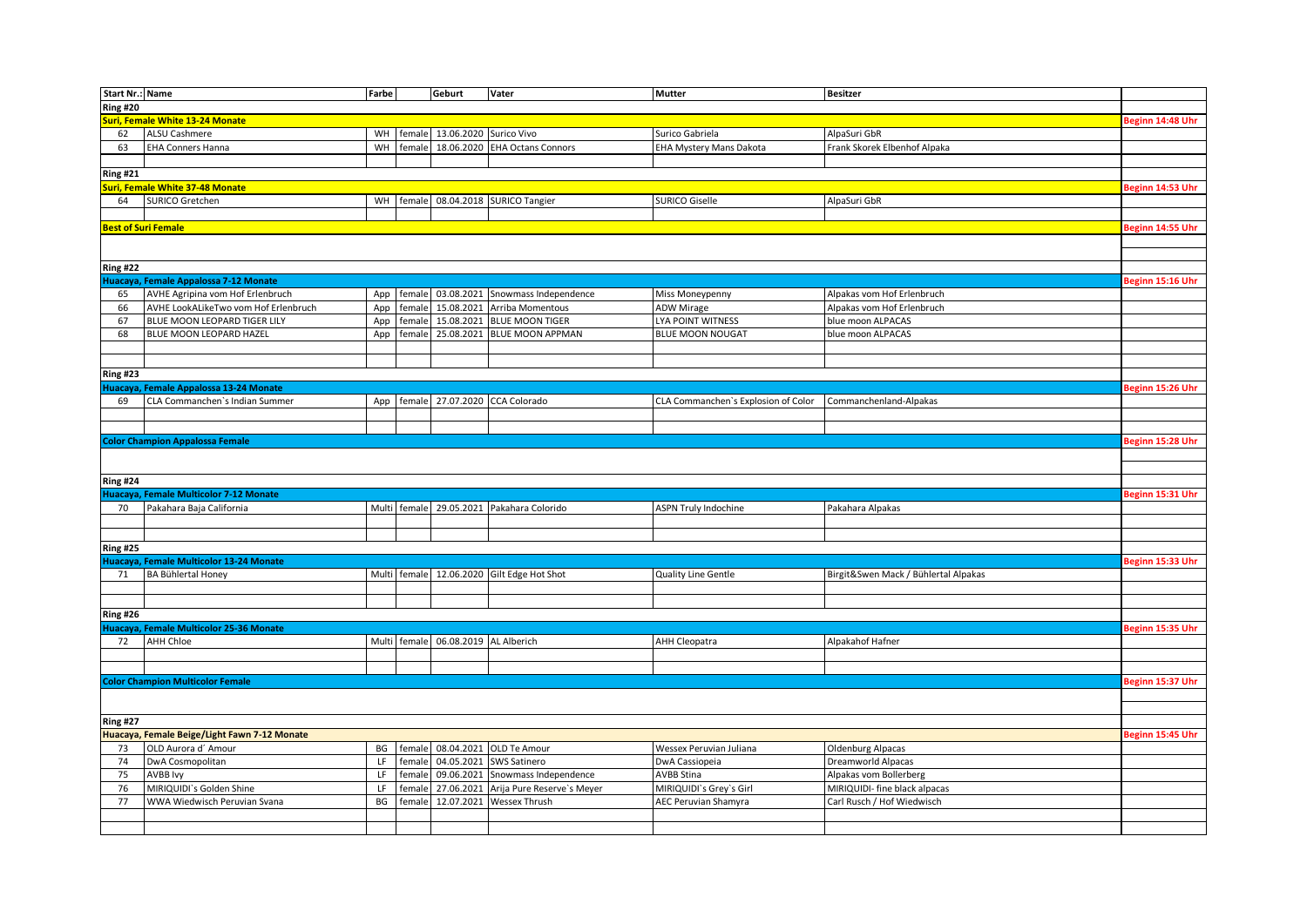| Start Nr.: | Name | Farbe | | Geburt | Vater | Mutter | Besitzer | |
|---|---|---|---|---|---|---|---|---|
| **Ring #20** | | | | | | | | |
| **Suri, Female White 13-24 Monate** | | | | | | | | **Beginn 14:48 Uhr** |
| 62 | ALSU Cashmere | WH | female | 13.06.2020 | Surico Vivo | Surico Gabriela | AlpaSuri GbR | |
| 63 | EHA Conners Hanna | WH | female | 18.06.2020 | EHA Octans Connors | EHA Mystery Mans Dakota | Frank Skorek Elbenhof Alpaka | |
| **Ring #21** | | | | | | | | |
| **Suri, Female White 37-48 Monate** | | | | | | | | **Beginn 14:53 Uhr** |
| 64 | SURICO Gretchen | WH | female | 08.04.2018 | SURICO Tangier | SURICO Giselle | AlpaSuri GbR | |
| **Best of Suri Female** | | | | | | | | **Beginn 14:55 Uhr** |
| **Ring #22** | | | | | | | | |
| **Huacaya, Female Appalossa 7-12 Monate** | | | | | | | | **Beginn 15:16 Uhr** |
| 65 | AVHE Agripina vom Hof Erlenbruch | App | female | 03.08.2021 | Snowmass Independence | Miss Moneypenny | Alpakas vom Hof Erlenbruch | |
| 66 | AVHE LookALikeTwo vom Hof Erlenbruch | App | female | 15.08.2021 | Arriba Momentous | ADW Mirage | Alpakas vom Hof Erlenbruch | |
| 67 | BLUE MOON LEOPARD TIGER LILY | App | female | 15.08.2021 | BLUE MOON TIGER | LYA POINT WITNESS | blue moon ALPACAS | |
| 68 | BLUE MOON LEOPARD HAZEL | App | female | 25.08.2021 | BLUE MOON APPMAN | BLUE MOON NOUGAT | blue moon ALPACAS | |
| **Ring #23** | | | | | | | | |
| **Huacaya, Female Appalossa 13-24 Monate** | | | | | | | | **Beginn 15:26 Uhr** |
| 69 | CLA Commanchen`s Indian Summer | App | female | 27.07.2020 | CCA Colorado | CLA Commanchen`s Explosion of Color | Commanchenland-Alpakas | |
| **Color Champion Appalossa Female** | | | | | | | | **Beginn 15:28 Uhr** |
| **Ring #24** | | | | | | | | |
| **Huacaya, Female Multicolor 7-12 Monate** | | | | | | | | **Beginn 15:31 Uhr** |
| 70 | Pakahara Baja California | Multi | female | 29.05.2021 | Pakahara Colorido | ASPN Truly Indochine | Pakahara Alpakas | |
| **Ring #25** | | | | | | | | |
| **Huacaya, Female Multicolor 13-24 Monate** | | | | | | | | **Beginn 15:33 Uhr** |
| 71 | BA Bühlertal Honey | Multi | female | 12.06.2020 | Gilt Edge Hot Shot | Quality Line Gentle | Birgit&Swen Mack / Bühlertal Alpakas | |
| **Ring #26** | | | | | | | | |
| **Huacaya, Female Multicolor 25-36 Monate** | | | | | | | | **Beginn 15:35 Uhr** |
| 72 | AHH Chloe | Multi | female | 06.08.2019 | AL Alberich | AHH Cleopatra | Alpakahof Hafner | |
| **Color Champion Multicolor Female** | | | | | | | | **Beginn 15:37 Uhr** |
| **Ring #27** | | | | | | | | |
| **Huacaya, Female Beige/Light Fawn 7-12 Monate** | | | | | | | | **Beginn 15:45 Uhr** |
| 73 | OLD Aurora d´ Amour | BG | female | 08.04.2021 | OLD Te Amour | Wessex Peruvian Juliana | Oldenburg Alpacas | |
| 74 | DwA Cosmopolitan | LF | female | 04.05.2021 | SWS Satinero | DwA Cassiopeia | Dreamworld Alpacas | |
| 75 | AVBB Ivy | LF | female | 09.06.2021 | Snowmass Independence | AVBB Stina | Alpakas vom Bollerberg | |
| 76 | MIRIQUIDI`s Golden Shine | LF | female | 27.06.2021 | Arija Pure Reserve`s Meyer | MIRIQUIDI`s Grey`s Girl | MIRIQUIDI- fine black alpacas | |
| 77 | WWA Wiedwisch Peruvian Svana | BG | female | 12.07.2021 | Wessex Thrush | AEC Peruvian Shamyra | Carl Rusch / Hof Wiedwisch | |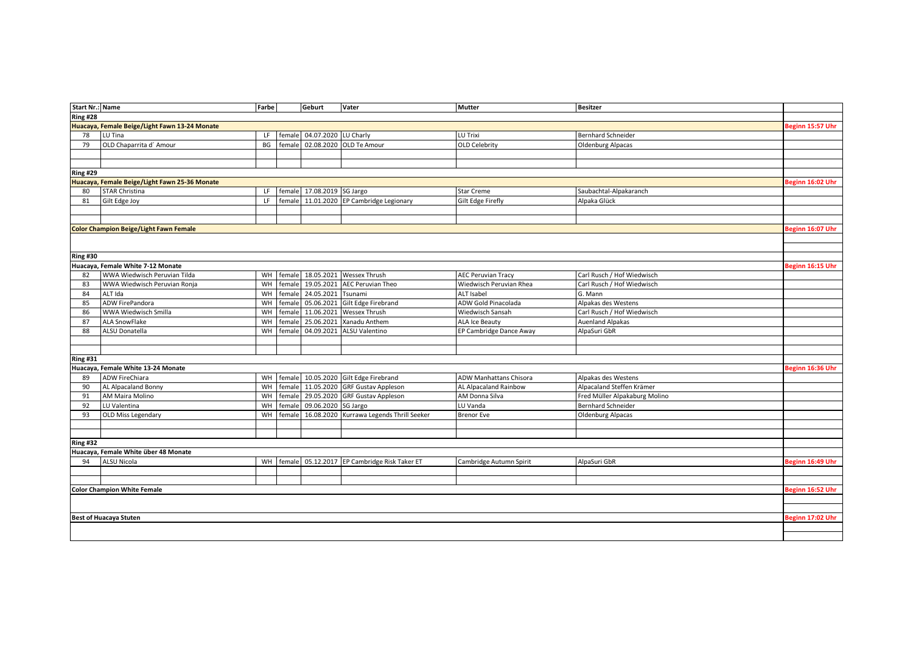| Start Nr.: | Name | Farbe | | Geburt | Vater | Mutter | Besitzer | |
|---|---|---|---|---|---|---|---|---|
| **Ring #28** | | | | | | | | |
| **Huacaya, Female Beige/Light Fawn 13-24 Monate** | | | | | | | | **Beginn 15:57 Uhr** |
| 78 | LU Tina | LF | female | 04.07.2020 | LU Charly | LU Trixi | Bernhard Schneider | |
| 79 | OLD Chaparrita d´ Amour | BG | female | 02.08.2020 | OLD Te Amour | OLD Celebrity | Oldenburg Alpacas | |
| | | | | | | | | |
| | | | | | | | | |
| **Ring #29** | | | | | | | | |
| **Huacaya, Female Beige/Light Fawn 25-36 Monate** | | | | | | | | **Beginn 16:02 Uhr** |
| 80 | STAR Christina | LF | female | 17.08.2019 | SG Jargo | Star Creme | Saubachtal-Alpakaranch | |
| 81 | Gilt Edge Joy | LF | female | 11.01.2020 | EP Cambridge Legionary | Gilt Edge Firefly | Alpaka Glück | |
| | | | | | | | | |
| | | | | | | | | |
| **Color Champion Beige/Light Fawn Female** | | | | | | | | **Beginn 16:07 Uhr** |
| | | | | | | | | |
| | | | | | | | | |
| **Ring #30** | | | | | | | | |
| **Huacaya, Female White 7-12 Monate** | | | | | | | | **Beginn 16:15 Uhr** |
| 82 | WWA Wiedwisch Peruvian Tilda | WH | female | 18.05.2021 | Wessex Thrush | AEC Peruvian Tracy | Carl Rusch / Hof Wiedwisch | |
| 83 | WWA Wiedwisch Peruvian Ronja | WH | female | 19.05.2021 | AEC Peruvian Theo | Wiedwisch Peruvian Rhea | Carl Rusch / Hof Wiedwisch | |
| 84 | ALT Ida | WH | female | 24.05.2021 | Tsunami | ALT Isabel | G. Mann | |
| 85 | ADW FirePandora | WH | female | 05.06.2021 | Gilt Edge Firebrand | ADW Gold Pinacolada | Alpakas des Westens | |
| 86 | WWA Wiedwisch Smilla | WH | female | 11.06.2021 | Wessex Thrush | Wiedwisch Sansah | Carl Rusch / Hof Wiedwisch | |
| 87 | ALA SnowFlake | WH | female | 25.06.2021 | Xanadu Anthem | ALA Ice Beauty | Auenland Alpakas | |
| 88 | ALSU Donatella | WH | female | 04.09.2021 | ALSU Valentino | EP Cambridge Dance Away | AlpaSuri GbR | |
| | | | | | | | | |
| | | | | | | | | |
| **Ring #31** | | | | | | | | |
| **Huacaya, Female White 13-24 Monate** | | | | | | | | **Beginn 16:36 Uhr** |
| 89 | ADW FireChiara | WH | female | 10.05.2020 | Gilt Edge Firebrand | ADW Manhattans Chisora | Alpakas des Westens | |
| 90 | AL Alpacaland Bonny | WH | female | 11.05.2020 | GRF Gustav Appleson | AL Alpacaland Rainbow | Alpacaland Steffen Krämer | |
| 91 | AM Maira Molino | WH | female | 29.05.2020 | GRF Gustav Appleson | AM Donna Silva | Fred Müller Alpakaburg Molino | |
| 92 | LU Valentina | WH | female | 09.06.2020 | SG Jargo | LU Vanda | Bernhard Schneider | |
| 93 | OLD Miss Legendary | WH | female | 16.08.2020 | Kurrawa Legends Thrill Seeker | Brenor Eve | Oldenburg Alpacas | |
| | | | | | | | | |
| | | | | | | | | |
| **Ring #32** | | | | | | | | |
| **Huacaya, Female White über 48 Monate** | | | | | | | | |
| 94 | ALSU Nicola | WH | female | 05.12.2017 | EP Cambridge Risk Taker ET | Cambridge Autumn Spirit | AlpaSuri GbR | **Beginn 16:49 Uhr** |
| | | | | | | | | |
| | | | | | | | | |
| **Color Champion White Female** | | | | | | | | **Beginn 16:52 Uhr** |
| | | | | | | | | |
| | | | | | | | | |
| **Best of Huacaya Stuten** | | | | | | | | **Beginn 17:02 Uhr** |
| | | | | | | | | |
| | | | | | | | | |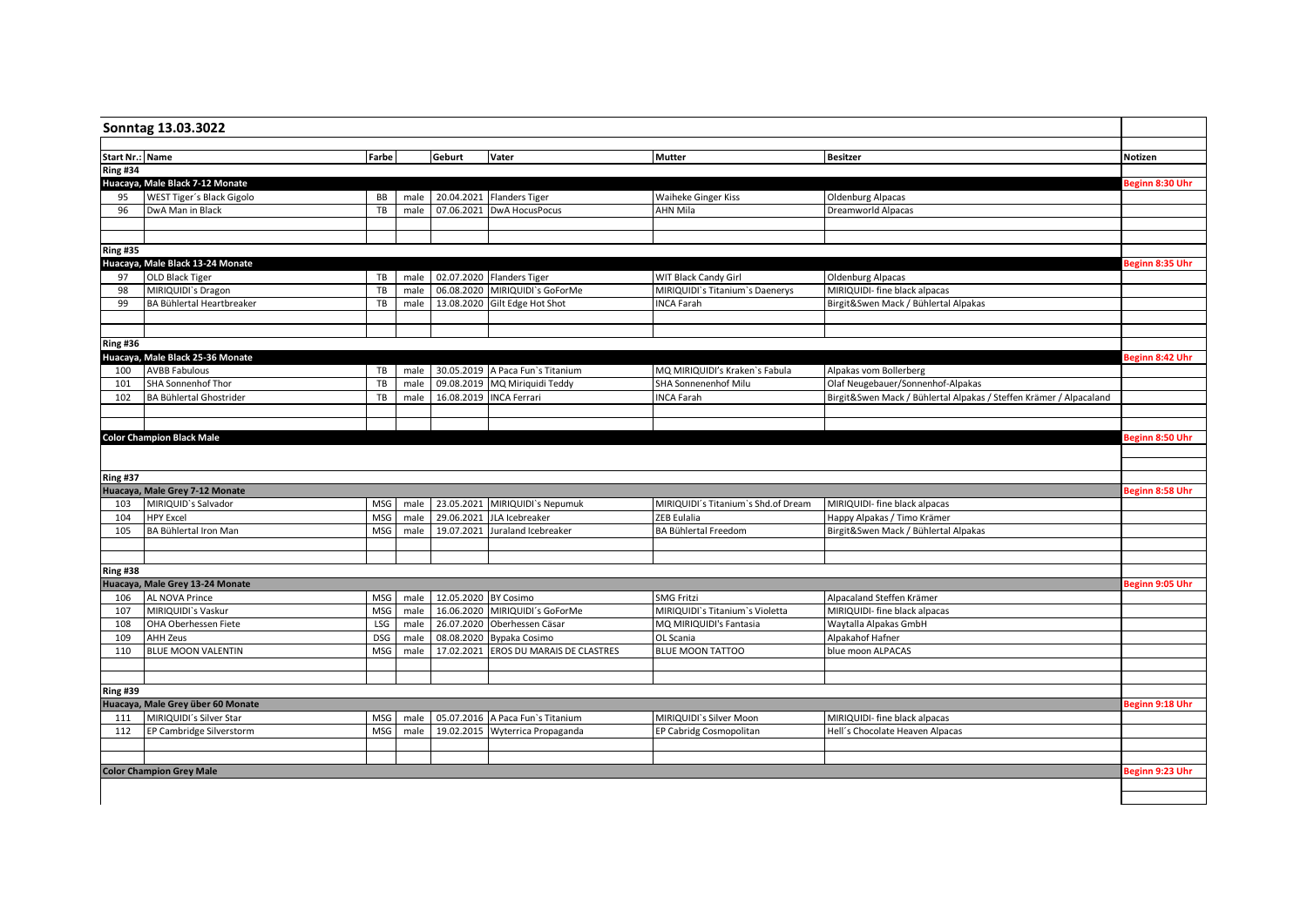## Sonntag 13.03.3022

| Start Nr.: | Name | Farbe | | Geburt | Vater | Mutter | Besitzer | Notizen |
|---|---|---|---|---|---|---|---|---|
| **Ring #34** | | | | | | | | |
| **Huacaya, Male Black 7-12 Monate** | | | | | | | | Beginn 8:30 Uhr |
| 95 | WEST Tiger´s Black Gigolo | BB | male | 20.04.2021 | Flanders Tiger | Waiheke Ginger Kiss | Oldenburg Alpacas | |
| 96 | DwA Man in Black | TB | male | 07.06.2021 | DwA HocusPocus | AHN Mila | Dreamworld Alpacas | |
| **Ring #35** | | | | | | | | |
| **Huacaya, Male Black 13-24 Monate** | | | | | | | | Beginn 8:35 Uhr |
| 97 | OLD Black Tiger | TB | male | 02.07.2020 | Flanders Tiger | WIT Black Candy Girl | Oldenburg Alpacas | |
| 98 | MIRIQUIDI`s Dragon | TB | male | 06.08.2020 | MIRIQUIDI`s GoForMe | MIRIQUIDI`s Titanium`s Daenerys | MIRIQUIDI- fine black alpacas | |
| 99 | BA Bühlertal Heartbreaker | TB | male | 13.08.2020 | Gilt Edge Hot Shot | INCA Farah | Birgit&Swen Mack / Bühlertal Alpakas | |
| **Ring #36** | | | | | | | | |
| **Huacaya, Male Black 25-36 Monate** | | | | | | | | Beginn 8:42 Uhr |
| 100 | AVBB Fabulous | TB | male | 30.05.2019 | A Paca Fun`s Titanium | MQ MIRIQUIDI's Kraken`s Fabula | Alpakas vom Bollerberg | |
| 101 | SHA Sonnenhof Thor | TB | male | 09.08.2019 | MQ Miriquidi Teddy | SHA Sonnenenhof Milu | Olaf Neugebauer/Sonnenhof-Alpakas | |
| 102 | BA Bühlertal Ghostrider | TB | male | 16.08.2019 | INCA Ferrari | INCA Farah | Birgit&Swen Mack / Bühlertal Alpakas / Steffen Krämer / Alpacaland | |
| **Color Champion Black Male** | | | | | | | | Beginn 8:50 Uhr |
| **Ring #37** | | | | | | | | |
| **Huacaya, Male Grey 7-12 Monate** | | | | | | | | Beginn 8:58 Uhr |
| 103 | MIRIQUID`s Salvador | MSG | male | 23.05.2021 | MIRIQUIDI`s Nepumuk | MIRIQUIDI´s Titanium`s Shd.of Dream | MIRIQUIDI- fine black alpacas | |
| 104 | HPY Excel | MSG | male | 29.06.2021 | JLA Icebreaker | ZEB Eulalia | Happy Alpakas / Timo Krämer | |
| 105 | BA Bühlertal Iron Man | MSG | male | 19.07.2021 | Juraland Icebreaker | BA Bühlertal Freedom | Birgit&Swen Mack / Bühlertal Alpakas | |
| **Ring #38** | | | | | | | | |
| **Huacaya, Male Grey 13-24 Monate** | | | | | | | | Beginn 9:05 Uhr |
| 106 | AL NOVA Prince | MSG | male | 12.05.2020 | BY Cosimo | SMG Fritzi | Alpacaland Steffen Krämer | |
| 107 | MIRIQUIDI`s Vaskur | MSG | male | 16.06.2020 | MIRIQUIDI`s GoForMe | MIRIQUIDI`s Titanium`s Violetta | MIRIQUIDI- fine black alpacas | |
| 108 | OHA Oberhessen Fiete | LSG | male | 26.07.2020 | Oberhessen Cäsar | MQ MIRIQUIDI's Fantasia | Waytalla Alpakas GmbH | |
| 109 | AHH Zeus | DSG | male | 08.08.2020 | Bypaka Cosimo | OL Scania | Alpakahof Hafner | |
| 110 | BLUE MOON VALENTIN | MSG | male | 17.02.2021 | EROS DU MARAIS DE CLASTRES | BLUE MOON TATTOO | blue moon ALPACAS | |
| **Ring #39** | | | | | | | | |
| **Huacaya, Male Grey über 60 Monate** | | | | | | | | Beginn 9:18 Uhr |
| 111 | MIRIQUIDI´s Silver Star | MSG | male | 05.07.2016 | A Paca Fun`s Titanium | MIRIQUIDI`s Silver Moon | MIRIQUIDI- fine black alpacas | |
| 112 | EP Cambridge Silverstorm | MSG | male | 19.02.2015 | Wyterrica Propaganda | EP Cabridg Cosmopolitan | Hell´s Chocolate Heaven Alpacas | |
| **Color Champion Grey Male** | | | | | | | | Beginn 9:23 Uhr |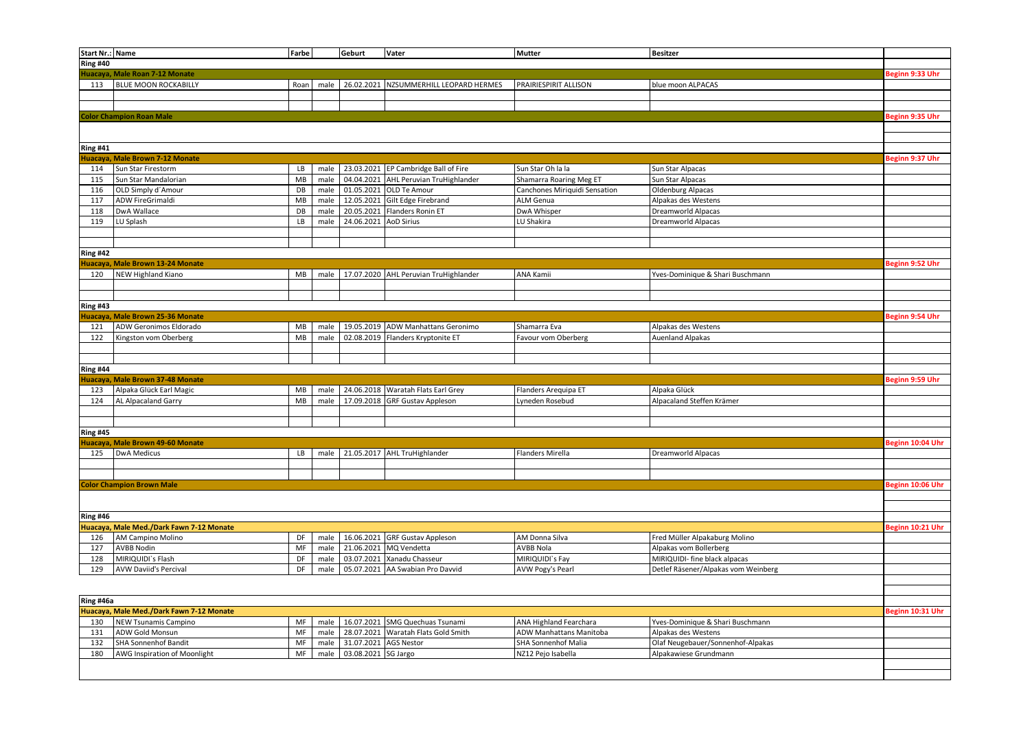| Start Nr.: | Name | Farbe | | Geburt | Vater | Mutter | Besitzer | |
|---|---|---|---|---|---|---|---|---|
| **Ring #40** | | | | | | | | |
| **Huacaya, Male Roan 7-12 Monate** | | | | | | | | **Beginn 9:33 Uhr** |
| 113 | BLUE MOON ROCKABILLY | Roan | male | 26.02.2021 | NZSUMMERHILL LEOPARD HERMES | PRAIRIESPIRIT ALLISON | blue moon ALPACAS | |
| | | | | | | | | |
| | | | | | | | | |
| **Color Champion Roan Male** | | | | | | | | **Beginn 9:35 Uhr** |
| | | | | | | | | |
| **Ring #41** | | | | | | | | |
| **Huacaya, Male Brown 7-12 Monate** | | | | | | | | **Beginn 9:37 Uhr** |
| 114 | Sun Star Firestorm | LB | male | 23.03.2021 | EP Cambridge Ball of Fire | Sun Star Oh la la | Sun Star Alpacas | |
| 115 | Sun Star Mandalorian | MB | male | 04.04.2021 | AHL Peruvian TruHighlander | Shamarra Roaring Meg ET | Sun Star Alpacas | |
| 116 | OLD Simply d´Amour | DB | male | 01.05.2021 | OLD Te Amour | Canchones Miriquidi Sensation | Oldenburg Alpacas | |
| 117 | ADW FireGrimaldi | MB | male | 12.05.2021 | Gilt Edge Firebrand | ALM Genua | Alpakas des Westens | |
| 118 | DwA Wallace | DB | male | 20.05.2021 | Flanders Ronin ET | DwA Whisper | Dreamworld Alpacas | |
| 119 | LU Splash | LB | male | 24.06.2021 | AoD Sirius | LU Shakira | Dreamworld Alpacas | |
| | | | | | | | | |
| | | | | | | | | |
| **Ring #42** | | | | | | | | |
| **Huacaya, Male Brown 13-24 Monate** | | | | | | | | **Beginn 9:52 Uhr** |
| 120 | NEW Highland Kiano | MB | male | 17.07.2020 | AHL Peruvian TruHighlander | ANA Kamii | Yves-Dominique & Shari Buschmann | |
| | | | | | | | | |
| | | | | | | | | |
| **Ring #43** | | | | | | | | |
| **Huacaya, Male Brown 25-36 Monate** | | | | | | | | **Beginn 9:54 Uhr** |
| 121 | ADW Geronimos Eldorado | MB | male | 19.05.2019 | ADW Manhattans Geronimo | Shamarra Eva | Alpakas des Westens | |
| 122 | Kingston vom Oberberg | MB | male | 02.08.2019 | Flanders Kryptonite ET | Favour vom Oberberg | Auenland Alpakas | |
| | | | | | | | | |
| | | | | | | | | |
| **Ring #44** | | | | | | | | |
| **Huacaya, Male Brown 37-48 Monate** | | | | | | | | **Beginn 9:59 Uhr** |
| 123 | Alpaka Glück Earl Magic | MB | male | 24.06.2018 | Waratah Flats Earl Grey | Flanders Arequipa ET | Alpaka Glück | |
| 124 | AL Alpacaland Garry | MB | male | 17.09.2018 | GRF Gustav Appleson | Lyneden Rosebud | Alpacaland Steffen Krämer | |
| | | | | | | | | |
| | | | | | | | | |
| **Ring #45** | | | | | | | | |
| **Huacaya, Male Brown 49-60 Monate** | | | | | | | | **Beginn 10:04 Uhr** |
| 125 | DwA Medicus | LB | male | 21.05.2017 | AHL TruHighlander | Flanders Mirella | Dreamworld Alpacas | |
| | | | | | | | | |
| | | | | | | | | |
| **Color Champion Brown Male** | | | | | | | | **Beginn 10:06 Uhr** |
| | | | | | | | | |
| **Ring #46** | | | | | | | | |
| **Huacaya, Male Med./Dark Fawn 7-12 Monate** | | | | | | | | **Beginn 10:21 Uhr** |
| 126 | AM Campino Molino | DF | male | 16.06.2021 | GRF Gustav Appleson | AM Donna Silva | Fred Müller Alpakaburg Molino | |
| 127 | AVBB Nodin | MF | male | 21.06.2021 | MQ Vendetta | AVBB Nola | Alpakas vom Bollerberg | |
| 128 | MIRIQUIDI`s Flash | DF | male | 03.07.2021 | Xanadu Chasseur | MIRIQUIDI`s Fay | MIRIQUIDI- fine black alpacas | |
| 129 | AVW Daviid's Percival | DF | male | 05.07.2021 | AA Swabian Pro Davvid | AVW Pogy's Pearl | Detlef Räsener/Alpakas vom Weinberg | |
| | | | | | | | | |
| **Ring #46a** | | | | | | | | |
| **Huacaya, Male Med./Dark Fawn 7-12 Monate** | | | | | | | | **Beginn 10:31 Uhr** |
| 130 | NEW Tsunamis Campino | MF | male | 16.07.2021 | SMG Quechuas Tsunami | ANA Highland Fearchara | Yves-Dominique & Shari Buschmann | |
| 131 | ADW Gold Monsun | MF | male | 28.07.2021 | Waratah Flats Gold Smith | ADW Manhattans Manitoba | Alpakas des Westens | |
| 132 | SHA Sonnenhof Bandit | MF | male | 31.07.2021 | AGS Nestor | SHA Sonnenhof Malia | Olaf Neugebauer/Sonnenhof-Alpakas | |
| 180 | AWG Inspiration of Moonlight | MF | male | 03.08.2021 | SG Jargo | NZ12 Pejo Isabella | Alpakawiese Grundmann | |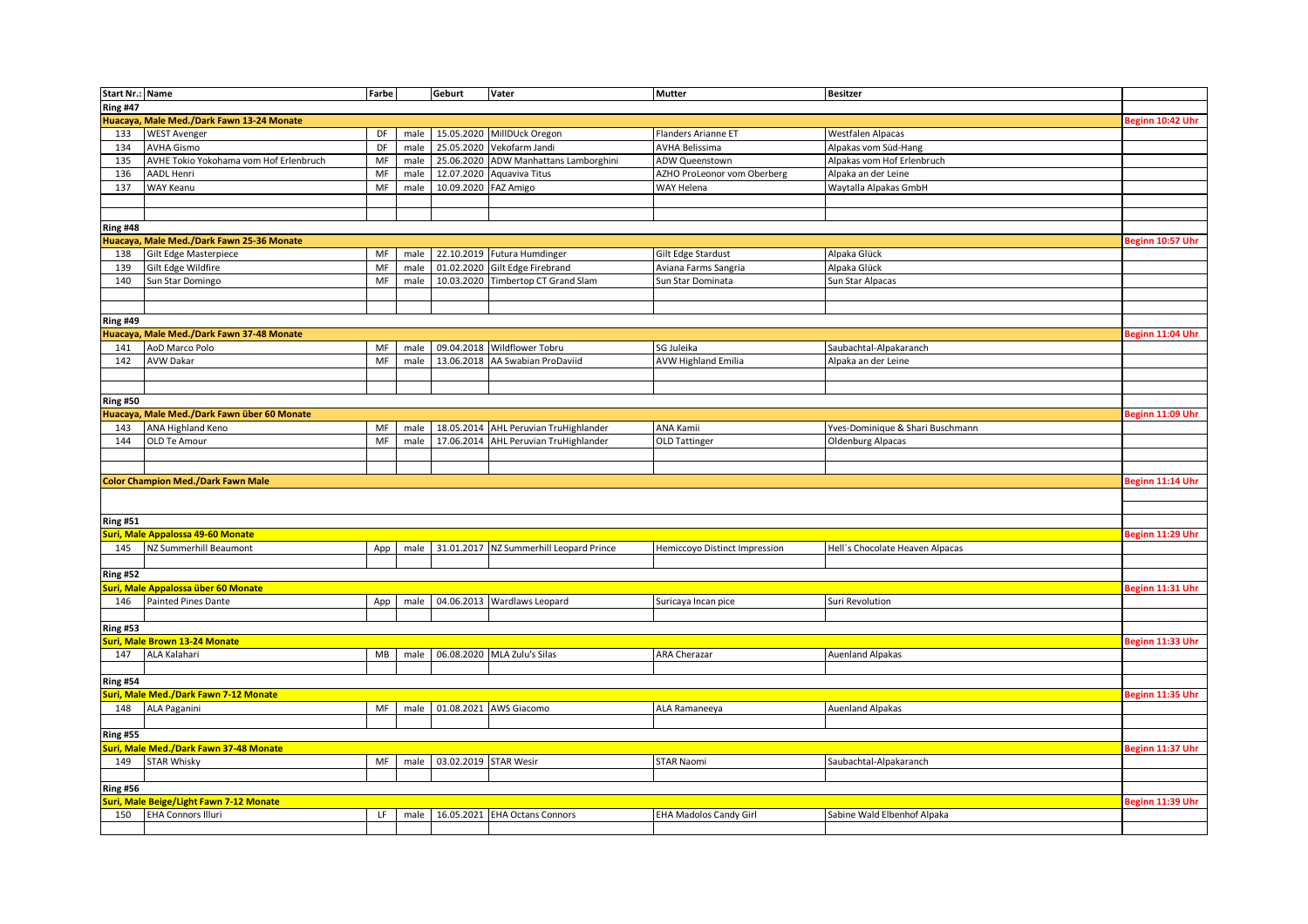| Start Nr.: | Name | Farbe | | Geburt | Vater | Mutter | Besitzer | |
|---|---|---|---|---|---|---|---|---|
| **Ring #47** | | | | | | | | |
| **Huacaya, Male Med./Dark Fawn 13-24 Monate** | | | | | | | | **Beginn 10:42 Uhr** |
| 133 | WEST Avenger | DF | male | 15.05.2020 | MillDUck Oregon | Flanders Arianne ET | Westfalen Alpacas | |
| 134 | AVHA Gismo | DF | male | 25.05.2020 | Vekofarm Jandi | AVHA Belissima | Alpakas vom Süd-Hang | |
| 135 | AVHE Tokio Yokohama vom Hof Erlenbruch | MF | male | 25.06.2020 | ADW Manhattans Lamborghini | ADW Queenstown | Alpakas vom Hof Erlenbruch | |
| 136 | AADL Henri | MF | male | 12.07.2020 | Aquaviva Titus | AZHO ProLeonor vom Oberberg | Alpaka an der Leine | |
| 137 | WAY Keanu | MF | male | 10.09.2020 | FAZ Amigo | WAY Helena | Waytalla Alpakas GmbH | |
| **Ring #48** | | | | | | | | |
| **Huacaya, Male Med./Dark Fawn 25-36 Monate** | | | | | | | | **Beginn 10:57 Uhr** |
| 138 | Gilt Edge Masterpiece | MF | male | 22.10.2019 | Futura Humdinger | Gilt Edge Stardust | Alpaka Glück | |
| 139 | Gilt Edge Wildfire | MF | male | 01.02.2020 | Gilt Edge Firebrand | Aviana Farms Sangria | Alpaka Glück | |
| 140 | Sun Star Domingo | MF | male | 10.03.2020 | Timbertop CT Grand Slam | Sun Star Dominata | Sun Star Alpacas | |
| **Ring #49** | | | | | | | | |
| **Huacaya, Male Med./Dark Fawn 37-48 Monate** | | | | | | | | **Beginn 11:04 Uhr** |
| 141 | AoD Marco Polo | MF | male | 09.04.2018 | Wildflower Tobru | SG Juleika | Saubachtal-Alpakaranch | |
| 142 | AVW Dakar | MF | male | 13.06.2018 | AA Swabian ProDaviid | AVW Highland Emilia | Alpaka an der Leine | |
| **Ring #50** | | | | | | | | |
| **Huacaya, Male Med./Dark Fawn über 60 Monate** | | | | | | | | **Beginn 11:09 Uhr** |
| 143 | ANA Highland Keno | MF | male | 18.05.2014 | AHL Peruvian TruHighlander | ANA Kamii | Yves-Dominique & Shari Buschmann | |
| 144 | OLD Te Amour | MF | male | 17.06.2014 | AHL Peruvian TruHighlander | OLD Tattinger | Oldenburg Alpacas | |
| **Color Champion Med./Dark Fawn Male** | | | | | | | | **Beginn 11:14 Uhr** |
| **Ring #51** | | | | | | | | |
| **Suri, Male Appalossa 49-60 Monate** | | | | | | | | **Beginn 11:29 Uhr** |
| 145 | NZ Summerhill Beaumont | App | male | 31.01.2017 | NZ Summerhill Leopard Prince | Hemiccoyo Distinct Impression | Hell´s Chocolate Heaven Alpacas | |
| **Ring #52** | | | | | | | | |
| **Suri, Male Appalossa über 60 Monate** | | | | | | | | **Beginn 11:31 Uhr** |
| 146 | Painted Pines Dante | App | male | 04.06.2013 | Wardlaws Leopard | Suricaya Incan pice | Suri Revolution | |
| **Ring #53** | | | | | | | | |
| **Suri, Male Brown 13-24 Monate** | | | | | | | | **Beginn 11:33 Uhr** |
| 147 | ALA Kalahari | MB | male | 06.08.2020 | MLA Zulu's Silas | ARA Cherazar | Auenland Alpakas | |
| **Ring #54** | | | | | | | | |
| **Suri, Male Med./Dark Fawn 7-12 Monate** | | | | | | | | **Beginn 11:35 Uhr** |
| 148 | ALA Paganini | MF | male | 01.08.2021 | AWS Giacomo | ALA Ramaneeya | Auenland Alpakas | |
| **Ring #55** | | | | | | | | |
| **Suri, Male Med./Dark Fawn 37-48 Monate** | | | | | | | | **Beginn 11:37 Uhr** |
| 149 | STAR Whisky | MF | male | 03.02.2019 | STAR Wesir | STAR Naomi | Saubachtal-Alpakaranch | |
| **Ring #56** | | | | | | | | |
| **Suri, Male Beige/Light Fawn 7-12 Monate** | | | | | | | | **Beginn 11:39 Uhr** |
| 150 | EHA Connors Illuri | LF | male | 16.05.2021 | EHA Octans Connors | EHA Madolos Candy Girl | Sabine Wald Elbenhof Alpaka | |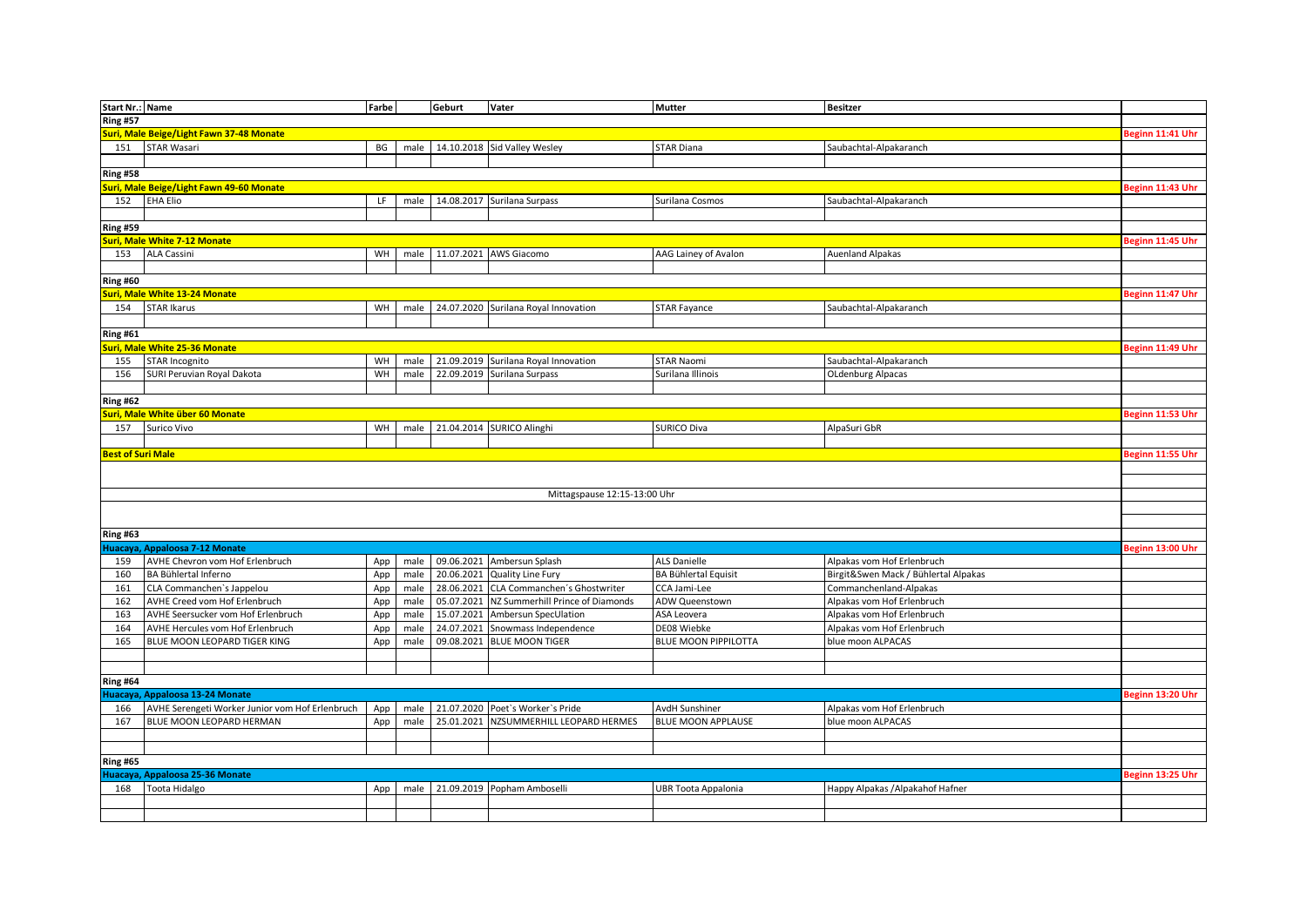| Start Nr.: | Name | Farbe | | Geburt | Vater | Mutter | Besitzer | |
|---|---|---|---|---|---|---|---|---|
| **Ring #57** | | | | | | | | |
| **Suri, Male Beige/Light Fawn 37-48 Monate** | | | | | | | | **Beginn 11:41 Uhr** |
| 151 | STAR Wasari | BG | male | 14.10.2018 | Sid Valley Wesley | STAR Diana | Saubachtal-Alpakaranch | |
| **Ring #58** | | | | | | | | |
| **Suri, Male Beige/Light Fawn 49-60 Monate** | | | | | | | | **Beginn 11:43 Uhr** |
| 152 | EHA Elio | LF | male | 14.08.2017 | Surilana Surpass | Surilana Cosmos | Saubachtal-Alpakaranch | |
| **Ring #59** | | | | | | | | |
| **Suri, Male White 7-12 Monate** | | | | | | | | **Beginn 11:45 Uhr** |
| 153 | ALA Cassini | WH | male | 11.07.2021 | AWS Giacomo | AAG Lainey of Avalon | Auenland Alpakas | |
| **Ring #60** | | | | | | | | |
| **Suri, Male White 13-24 Monate** | | | | | | | | **Beginn 11:47 Uhr** |
| 154 | STAR Ikarus | WH | male | 24.07.2020 | Surilana Royal Innovation | STAR Fayance | Saubachtal-Alpakaranch | |
| **Ring #61** | | | | | | | | |
| **Suri, Male White 25-36 Monate** | | | | | | | | **Beginn 11:49 Uhr** |
| 155 | STAR Incognito | WH | male | 21.09.2019 | Surilana Royal Innovation | STAR Naomi | Saubachtal-Alpakaranch | |
| 156 | SURI Peruvian Royal Dakota | WH | male | 22.09.2019 | Surilana Surpass | Surilana Illinois | OLdenburg Alpacas | |
| **Ring #62** | | | | | | | | |
| **Suri, Male White über 60 Monate** | | | | | | | | **Beginn 11:53 Uhr** |
| 157 | Surico Vivo | WH | male | 21.04.2014 | SURICO Alinghi | SURICO Diva | AlpaSuri GbR | |
| **Best of Suri Male** | | | | | | | | **Beginn 11:55 Uhr** |
| | | | | | Mittagspause 12:15-13:00 Uhr | | | |
| **Ring #63** | | | | | | | | |
| **Huacaya, Appaloosa 7-12 Monate** | | | | | | | | **Beginn 13:00 Uhr** |
| 159 | AVHE Chevron vom Hof Erlenbruch | App | male | 09.06.2021 | Ambersun Splash | ALS Danielle | Alpakas vom Hof Erlenbruch | |
| 160 | BA Bühlertal Inferno | App | male | 20.06.2021 | Quality Line Fury | BA Bühlertal Equisit | Birgit&Swen Mack / Bühlertal Alpakas | |
| 161 | CLA Commanchen`s Jappelou | App | male | 28.06.2021 | CLA Commanchen´s Ghostwriter | CCA Jami-Lee | Commanchenland-Alpakas | |
| 162 | AVHE Creed vom Hof Erlenbruch | App | male | 05.07.2021 | NZ Summerhill Prince of Diamonds | ADW Queenstown | Alpakas vom Hof Erlenbruch | |
| 163 | AVHE Seersucker vom Hof Erlenbruch | App | male | 15.07.2021 | Ambersun SpecUlation | ASA Leovera | Alpakas vom Hof Erlenbruch | |
| 164 | AVHE Hercules vom Hof Erlenbruch | App | male | 24.07.2021 | Snowmass Independence | DE08 Wiebke | Alpakas vom Hof Erlenbruch | |
| 165 | BLUE MOON LEOPARD TIGER KING | App | male | 09.08.2021 | BLUE MOON TIGER | BLUE MOON PIPPILOTTA | blue moon ALPACAS | |
| **Ring #64** | | | | | | | | |
| **Huacaya, Appaloosa 13-24 Monate** | | | | | | | | **Beginn 13:20 Uhr** |
| 166 | AVHE Serengeti Worker Junior vom Hof Erlenbruch | App | male | 21.07.2020 | Poet`s Worker`s Pride | AvdH Sunshiner | Alpakas vom Hof Erlenbruch | |
| 167 | BLUE MOON LEOPARD HERMAN | App | male | 25.01.2021 | NZSUMMERHILL LEOPARD HERMES | BLUE MOON APPLAUSE | blue moon ALPACAS | |
| **Ring #65** | | | | | | | | |
| **Huacaya, Appaloosa 25-36 Monate** | | | | | | | | **Beginn 13:25 Uhr** |
| 168 | Toota Hidalgo | App | male | 21.09.2019 | Popham Amboselli | UBR Toota Appalonia | Happy Alpakas /Alpakahof Hafner | |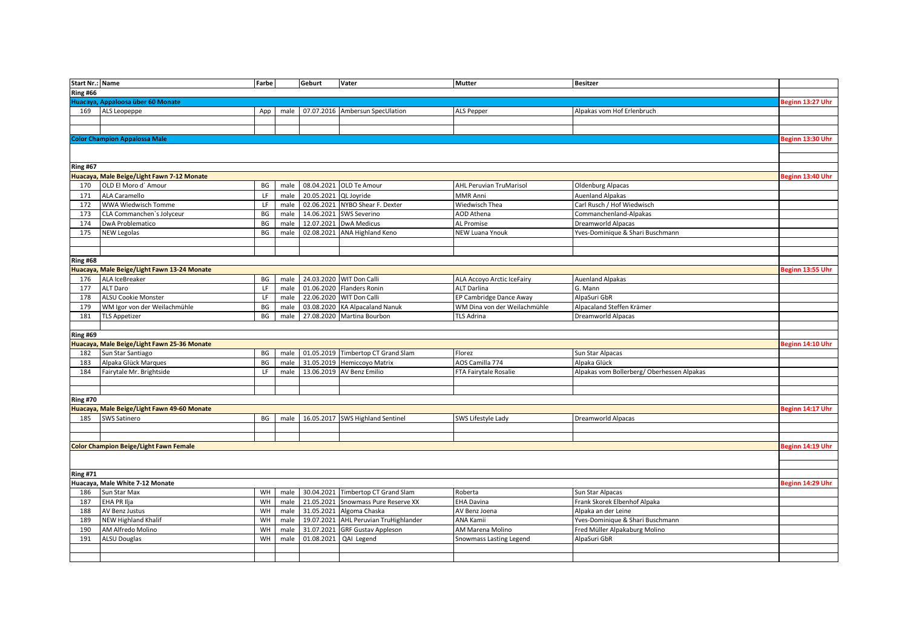| Start Nr.: | Name | Farbe | | Geburt | Vater | Mutter | Besitzer | |
|---|---|---|---|---|---|---|---|---|
| **Ring #66** | | | | | | | | |
| **Huacaya, Appaloosa über 60 Monate** | | | | | | | | **Beginn 13:27 Uhr** |
| 169 | ALS Leopeppe | App | male | 07.07.2016 | Ambersun SpecUlation | ALS Pepper | Alpakas vom Hof Erlenbruch | |
| | | | | | | | | |
| | | | | | | | | |
| **Color Champion Appalossa Male** | | | | | | | | **Beginn 13:30 Uhr** |
| | | | | | | | | |
| | | | | | | | | |
| **Ring #67** | | | | | | | | |
| **Huacaya, Male Beige/Light Fawn 7-12 Monate** | | | | | | | | **Beginn 13:40 Uhr** |
| 170 | OLD El Moro d´ Amour | BG | male | 08.04.2021 | OLD Te Amour | AHL Peruvian TruMarisol | Oldenburg Alpacas | |
| 171 | ALA Caramello | LF | male | 20.05.2021 | QL Joyride | MMR Anni | Auenland Alpakas | |
| 172 | WWA Wiedwisch Tomme | LF | male | 02.06.2021 | NYBO Shear F. Dexter | Wiedwisch Thea | Carl Rusch / Hof Wiedwisch | |
| 173 | CLA Commanchen´s Jolyceur | BG | male | 14.06.2021 | SWS Severino | AOD Athena | Commanchenland-Alpakas | |
| 174 | DwA Problematico | BG | male | 12.07.2021 | DwA Medicus | AL Promise | Dreamworld Alpacas | |
| 175 | NEW Legolas | BG | male | 02.08.2021 | ANA Highland Keno | NEW Luana Ynouk | Yves-Dominique & Shari Buschmann | |
| | | | | | | | | |
| | | | | | | | | |
| **Ring #68** | | | | | | | | |
| **Huacaya, Male Beige/Light Fawn 13-24 Monate** | | | | | | | | **Beginn 13:55 Uhr** |
| 176 | ALA IceBreaker | BG | male | 24.03.2020 | WIT Don Calli | ALA Accoyo Arctic IceFairy | Auenland Alpakas | |
| 177 | ALT Daro | LF | male | 01.06.2020 | Flanders Ronin | ALT Darlina | G. Mann | |
| 178 | ALSU Cookie Monster | LF | male | 22.06.2020 | WIT Don Calli | EP Cambridge Dance Away | AlpaSuri GbR | |
| 179 | WM Igor von der Weilachmühle | BG | male | 03.08.2020 | KA Alpacaland Nanuk | WM Dina von der Weilachmühle | Alpacaland Steffen Krämer | |
| 181 | TLS Appetizer | BG | male | 27.08.2020 | Martina Bourbon | TLS Adrina | Dreamworld Alpacas | |
| | | | | | | | | |
| **Ring #69** | | | | | | | | |
| **Huacaya, Male Beige/Light Fawn 25-36 Monate** | | | | | | | | **Beginn 14:10 Uhr** |
| 182 | Sun Star Santiago | BG | male | 01.05.2019 | Timbertop CT Grand Slam | Florez | Sun Star Alpacas | |
| 183 | Alpaka Glück Marques | BG | male | 31.05.2019 | Hemiccoyo Matrix | AOS Camilla 774 | Alpaka Glück | |
| 184 | Fairytale Mr. Brightside | LF | male | 13.06.2019 | AV Benz Emilio | FTA Fairytale Rosalie | Alpakas vom Bollerberg/ Oberhessen Alpakas | |
| | | | | | | | | |
| | | | | | | | | |
| **Ring #70** | | | | | | | | |
| **Huacaya, Male Beige/Light Fawn 49-60 Monate** | | | | | | | | **Beginn 14:17 Uhr** |
| 185 | SWS Satinero | BG | male | 16.05.2017 | SWS Highland Sentinel | SWS Lifestyle Lady | Dreamworld Alpacas | |
| | | | | | | | | |
| | | | | | | | | |
| **Color Champion Beige/Light Fawn Female** | | | | | | | | **Beginn 14:19 Uhr** |
| | | | | | | | | |
| | | | | | | | | |
| **Ring #71** | | | | | | | | |
| **Huacaya, Male White 7-12 Monate** | | | | | | | | **Beginn 14:29 Uhr** |
| 186 | Sun Star Max | WH | male | 30.04.2021 | Timbertop CT Grand Slam | Roberta | Sun Star Alpacas | |
| 187 | EHA PR Ilja | WH | male | 21.05.2021 | Snowmass Pure Reserve XX | EHA Davina | Frank Skorek Elbenhof Alpaka | |
| 188 | AV Benz Justus | WH | male | 31.05.2021 | Algoma Chaska | AV Benz Joena | Alpaka an der Leine | |
| 189 | NEW Highland Khalif | WH | male | 19.07.2021 | AHL Peruvian TruHighlander | ANA Kamii | Yves-Dominique & Shari Buschmann | |
| 190 | AM Alfredo Molino | WH | male | 31.07.2021 | GRF Gustav Appleson | AM Marena Molino | Fred Müller Alpakaburg Molino | |
| 191 | ALSU Douglas | WH | male | 01.08.2021 | QAI Legend | Snowmass Lasting Legend | AlpaSuri GbR | |
| | | | | | | | | |
| | | | | | | | | |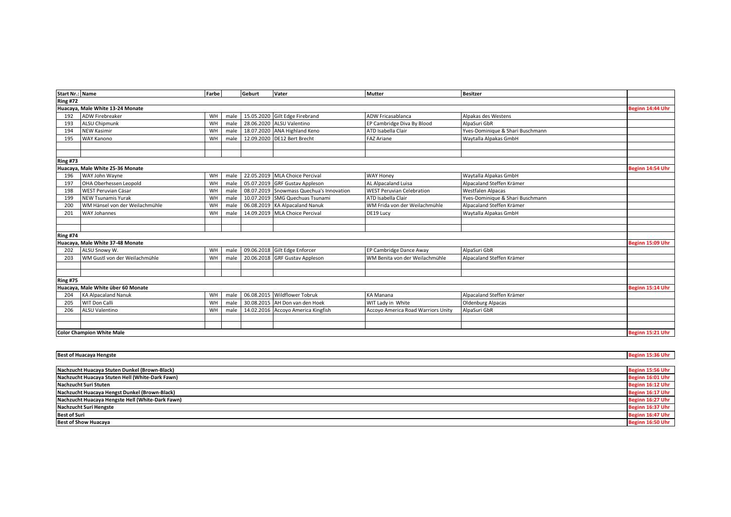| Start Nr.: | Name | Farbe | | Geburt | Vater | Mutter | Besitzer | |
|---|---|---|---|---|---|---|---|---|
| **Ring #72** | | | | | | | | |
| **Huacaya, Male White 13-24 Monate** | | | | | | | | **Beginn 14:44 Uhr** |
| 192 | ADW Firebreaker | WH | male | 15.05.2020 | Gilt Edge Firebrand | ADW Fricasablanca | Alpakas des Westens | |
| 193 | ALSU Chipmunk | WH | male | 28.06.2020 | ALSU Valentino | EP Cambridge Diva By Blood | AlpaSuri GbR | |
| 194 | NEW Kasimir | WH | male | 18.07.2020 | ANA Highland Keno | ATD Isabella Clair | Yves-Dominique & Shari Buschmann | |
| 195 | WAY Kanono | WH | male | 12.09.2020 | DE12 Bert Brecht | FAZ Ariane | Waytalla Alpakas GmbH | |
| | | | | | | | | |
| | | | | | | | | |
| **Ring #73** | | | | | | | | |
| **Huacaya, Male White 25-36 Monate** | | | | | | | | **Beginn 14:54 Uhr** |
| 196 | WAY John Wayne | WH | male | 22.05.2019 | MLA Choice Percival | WAY Honey | Waytalla Alpakas GmbH | |
| 197 | OHA Oberhessen Leopold | WH | male | 05.07.2019 | GRF Gustav Appleson | AL Alpacaland Luisa | Alpacaland Steffen Krämer | |
| 198 | WEST Peruvian Cäsar | WH | male | 08.07.2019 | Snowmass Quechua's Innovation | WEST Peruvian Celebration | Westfalen Alpacas | |
| 199 | NEW Tsunamis Yurak | WH | male | 10.07.2019 | SMG Quechuas Tsunami | ATD Isabella Clair | Yves-Dominique & Shari Buschmann | |
| 200 | WM Hänsel von der Weilachmühle | WH | male | 06.08.2019 | KA Alpacaland Nanuk | WM Frida von der Weilachmühle | Alpacaland Steffen Krämer | |
| 201 | WAY Johannes | WH | male | 14.09.2019 | MLA Choice Percival | DE19 Lucy | Waytalla Alpakas GmbH | |
| | | | | | | | | |
| | | | | | | | | |
| **Ring #74** | | | | | | | | |
| **Huacaya, Male White 37-48 Monate** | | | | | | | | **Beginn 15:09 Uhr** |
| 202 | ALSU Snowy W. | WH | male | 09.06.2018 | Gilt Edge Enforcer | EP Cambridge Dance Away | AlpaSuri GbR | |
| 203 | WM Gustl von der Weilachmühle | WH | male | 20.06.2018 | GRF Gustav Appleson | WM Benita von der Weilachmühle | Alpacaland Steffen Krämer | |
| | | | | | | | | |
| | | | | | | | | |
| **Ring #75** | | | | | | | | |
| **Huacaya, Male White über 60 Monate** | | | | | | | | **Beginn 15:14 Uhr** |
| 204 | KA Alpacaland Nanuk | WH | male | 06.08.2015 | Wildflower Tobruk | KA Manana | Alpacaland Steffen Krämer | |
| 205 | WIT Don Calli | WH | male | 30.08.2015 | AH Don van den Hoek | WIT Lady in White | Oldenburg Alpacas | |
| 206 | ALSU Valentino | WH | male | 14.02.2016 | Accoyo America Kingfish | Accoyo America Road Warriors Unity | AlpaSuri GbR | |
| | | | | | | | | |
| | | | | | | | | |
| **Color Champion White Male** | | | | | | | | **Beginn 15:21 Uhr** |

| | |
|---|---|
| **Best of Huacaya Hengste** | **Beginn 15:36 Uhr** |

| | |
|---|---|
| **Nachzucht Huacaya Stuten Dunkel (Brown-Black)** | **Beginn 15:56 Uhr** |
| **Nachzucht Huacaya Stuten Hell (White-Dark Fawn)** | **Beginn 16:01 Uhr** |
| **Nachzucht Suri Stuten** | **Beginn 16:12 Uhr** |
| **Nachzucht Huacaya Hengst Dunkel (Brown-Black)** | **Beginn 16:17 Uhr** |
| **Nachzucht Huacaya Hengste Hell (White-Dark Fawn)** | **Beginn 16:27 Uhr** |
| **Nachzucht Suri Hengste** | **Beginn 16:37 Uhr** |
| **Best of Suri** | **Beginn 16:47 Uhr** |
| **Best of Show Huacaya** | **Beginn 16:50 Uhr** |